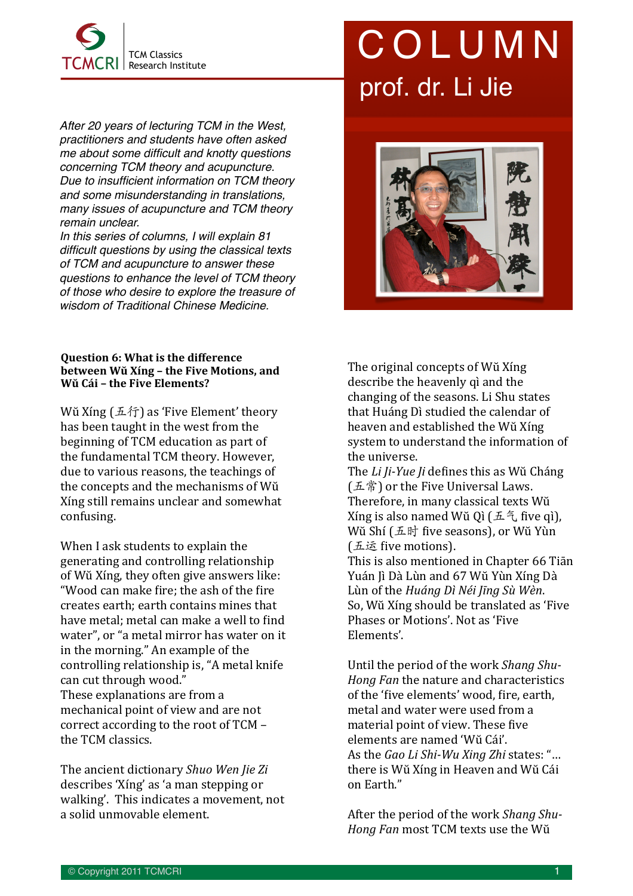TCMCRI TCM Classics Research Institute

# COLUMN

## prof. dr. Li Jie

*After 20 years of lecturing TCM in the West, practitioners and students have often asked me about some difficult and knotty questions concerning TCM theory and acupuncture. Due to insufficient information on TCM theory and some misunderstanding in translations, many issues of acupuncture and TCM theory remain unclear.*
*In this series of columns, I will explain 81 difficult questions by using the classical texts of TCM and acupuncture to answer these questions to enhance the level of TCM theory of those who desire to explore the treasure of wisdom of Traditional Chinese Medicine.*

**Question 6: What is the difference between Wǔ Xíng – the Five Motions, and Wǔ Cái – the Five Elements?**

Wǔ Xíng (五行) as 'Five Element' theory has been taught in the west from the beginning of TCM education as part of the fundamental TCM theory. However, due to various reasons, the teachings of the concepts and the mechanisms of Wǔ Xíng still remains unclear and somewhat confusing.

When I ask students to explain the generating and controlling relationship of Wǔ Xíng, they often give answers like: "Wood can make fire; the ash of the fire creates earth; earth contains mines that have metal; metal can make a well to find water", or "a metal mirror has water on it in the morning." An example of the controlling relationship is, "A metal knife can cut through wood."
These explanations are from a mechanical point of view and are not correct according to the root of TCM – the TCM classics.

The ancient dictionary *Shuo Wen Jie Zi* describes 'Xíng' as 'a man stepping or walking'. This indicates a movement, not a solid unmovable element.

The original concepts of Wǔ Xíng describe the heavenly qì and the changing of the seasons. Li Shu states that Huáng Dì studied the calendar of heaven and established the Wǔ Xíng system to understand the information of the universe.
The *Li Ji-Yue Ji* defines this as Wǔ Cháng (五常) or the Five Universal Laws. Therefore, in many classical texts Wǔ Xíng is also named Wǔ Qì (五气 five qì), Wǔ Shí (五时 five seasons), or Wǔ Yùn (五运 five motions).
This is also mentioned in Chapter 66 Tiān Yuán Jì Dà Lùn and 67 Wǔ Yùn Xíng Dà Lùn of the *Huáng Dì Néi Jīng Sù Wèn.*
So, Wǔ Xíng should be translated as 'Five Phases or Motions'. Not as 'Five Elements'.

Until the period of the work *Shang Shu-Hong Fan* the nature and characteristics of the 'five elements' wood, fire, earth, metal and water were used from a material point of view. These five elements are named 'Wǔ Cái'.
As the *Gao Li Shi-Wu Xing Zhi* states: "… there is Wǔ Xíng in Heaven and Wǔ Cái on Earth."

After the period of the work *Shang Shu-Hong Fan* most TCM texts use the Wǔ

© Copyright 2011 TCMCRI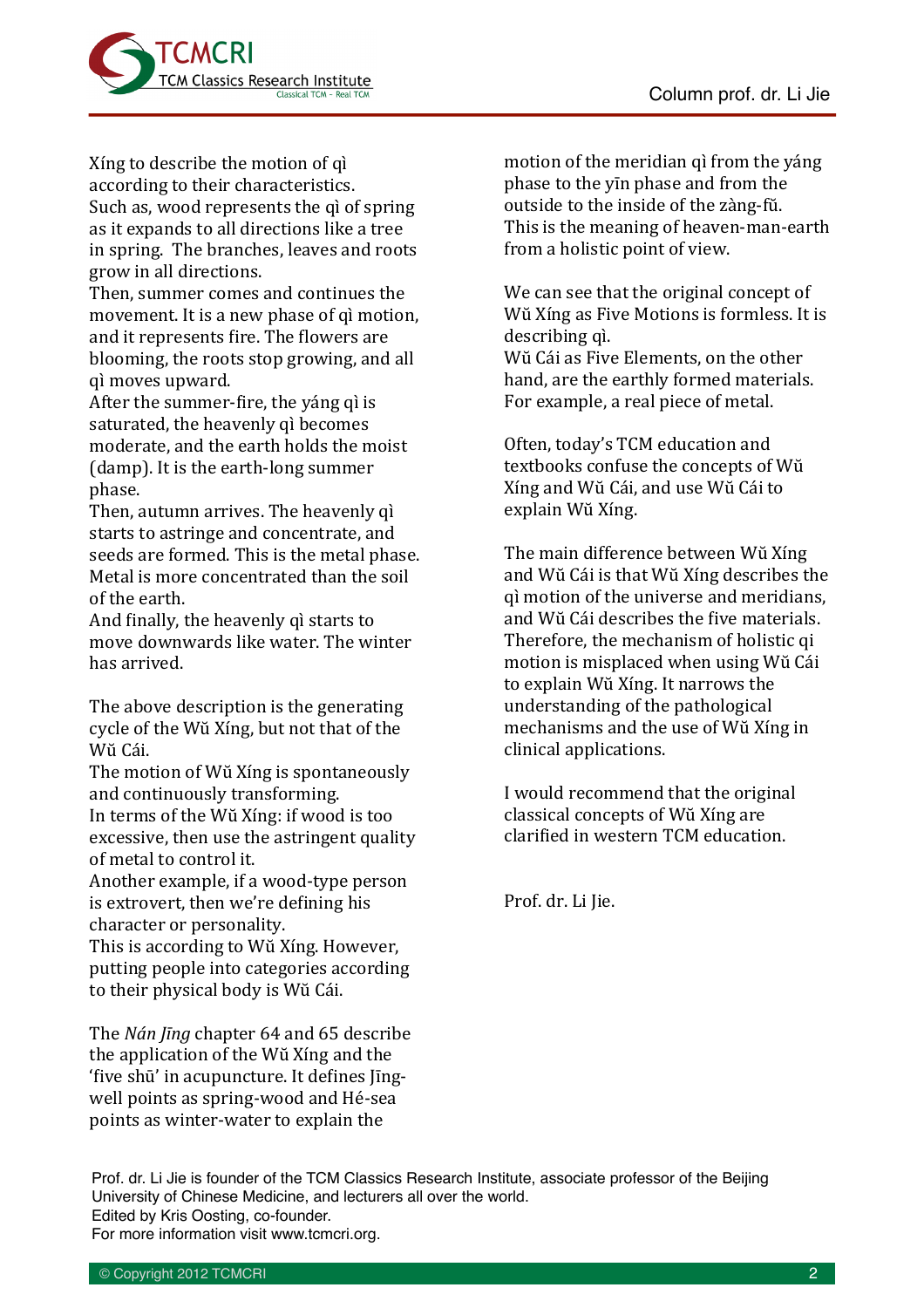Xíng to describe the motion of qì according to their characteristics.
Such as, wood represents the qì of spring as it expands to all directions like a tree in spring. The branches, leaves and roots grow in all directions.
Then, summer comes and continues the movement. It is a new phase of qì motion, and it represents fire. The flowers are blooming, the roots stop growing, and all qì moves upward.
After the summer-fire, the yáng qì is saturated, the heavenly qì becomes moderate, and the earth holds the moist (damp). It is the earth-long summer phase.
Then, autumn arrives. The heavenly qì starts to astringe and concentrate, and seeds are formed. This is the metal phase. Metal is more concentrated than the soil of the earth.
And finally, the heavenly qì starts to move downwards like water. The winter has arrived.

The above description is the generating cycle of the Wǔ Xíng, but not that of the Wǔ Cái.
The motion of Wǔ Xíng is spontaneously and continuously transforming.
In terms of the Wǔ Xíng: if wood is too excessive, then use the astringent quality of metal to control it.
Another example, if a wood-type person is extrovert, then we're defining his character or personality.
This is according to Wǔ Xíng. However, putting people into categories according to their physical body is Wǔ Cái.

The *Nán Jīng* chapter 64 and 65 describe the application of the Wǔ Xíng and the 'five shū' in acupuncture. It defines Jǐng-well points as spring-wood and Hé-sea points as winter-water to explain the motion of the meridian qì from the yáng phase to the yīn phase and from the outside to the inside of the zàng-fǔ.
This is the meaning of heaven-man-earth from a holistic point of view.

We can see that the original concept of Wǔ Xíng as Five Motions is formless. It is describing qì.
Wǔ Cái as Five Elements, on the other hand, are the earthly formed materials. For example, a real piece of metal.

Often, today's TCM education and textbooks confuse the concepts of Wǔ Xíng and Wǔ Cái, and use Wǔ Cái to explain Wǔ Xíng.

The main difference between Wǔ Xíng and Wǔ Cái is that Wǔ Xíng describes the qì motion of the universe and meridians, and Wǔ Cái describes the five materials. Therefore, the mechanism of holistic qi motion is misplaced when using Wǔ Cái to explain Wǔ Xíng. It narrows the understanding of the pathological mechanisms and the use of Wǔ Xíng in clinical applications.

I would recommend that the original classical concepts of Wǔ Xíng are clarified in western TCM education.

Prof. dr. Li Jie.

Prof. dr. Li Jie is founder of the TCM Classics Research Institute, associate professor of the Beijing University of Chinese Medicine, and lecturers all over the world.
Edited by Kris Oosting, co-founder.
For more information visit www.tcmcri.org.

© Copyright 2012 TCMCRI